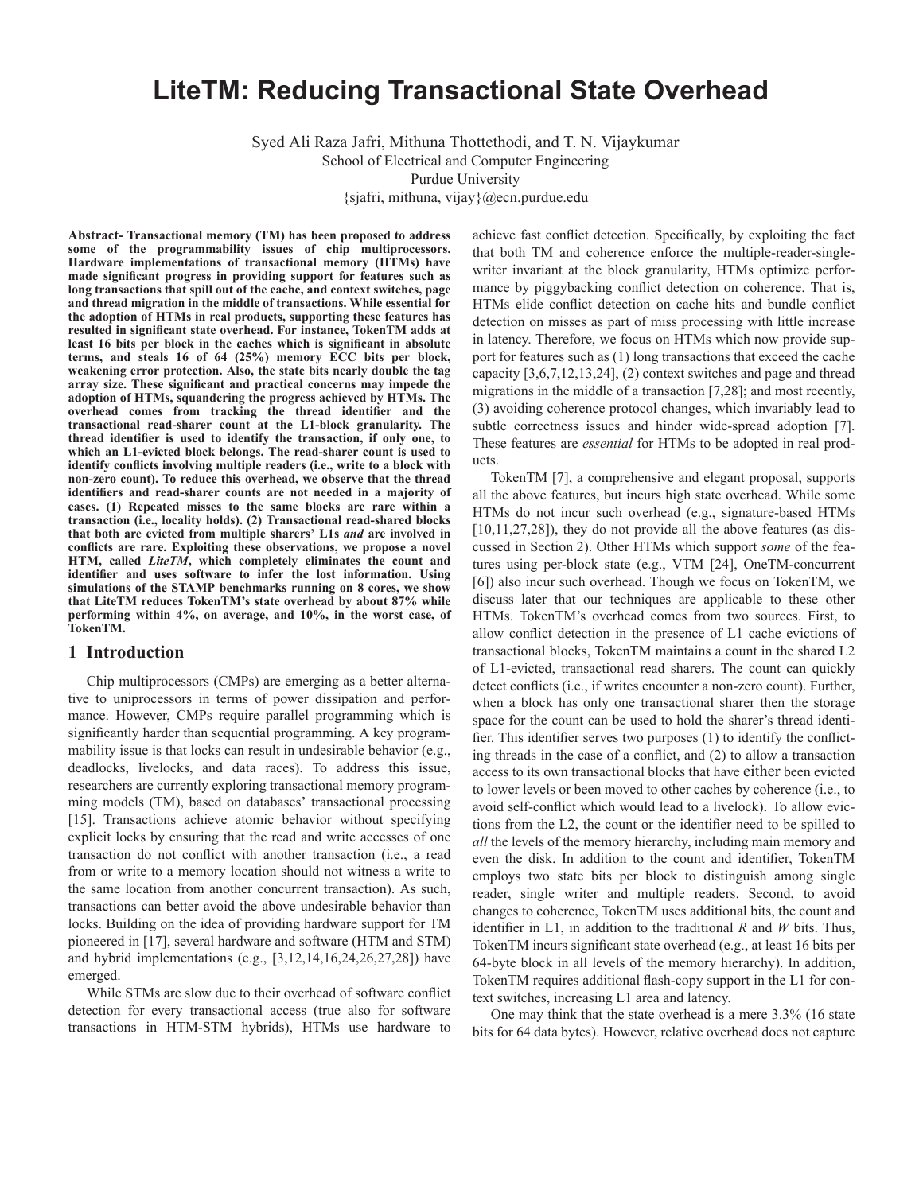# LiteTM: Reducing Transactional State Overhead

Syed Ali Raza Jafri, Mithuna Thottethodi, and T. N. Vijaykumar
School of Electrical and Computer Engineering
Purdue University
{sjafri, mithuna, vijay}@ecn.purdue.edu

**Abstract- Transactional memory (TM) has been proposed to address some of the programmability issues of chip multiprocessors. Hardware implementations of transactional memory (HTMs) have made significant progress in providing support for features such as long transactions that spill out of the cache, and context switches, page and thread migration in the middle of transactions. While essential for the adoption of HTMs in real products, supporting these features has resulted in significant state overhead. For instance, TokenTM adds at least 16 bits per block in the caches which is significant in absolute terms, and steals 16 of 64 (25%) memory ECC bits per block, weakening error protection. Also, the state bits nearly double the tag array size. These significant and practical concerns may impede the adoption of HTMs, squandering the progress achieved by HTMs. The overhead comes from tracking the thread identifier and the transactional read-sharer count at the L1-block granularity. The thread identifier is used to identify the transaction, if only one, to which an L1-evicted block belongs. The read-sharer count is used to identify conflicts involving multiple readers (i.e., write to a block with non-zero count). To reduce this overhead, we observe that the thread identifiers and read-sharer counts are not needed in a majority of cases. (1) Repeated misses to the same blocks are rare within a transaction (i.e., locality holds). (2) Transactional read-shared blocks that both are evicted from multiple sharers' L1s *and* are involved in conflicts are rare. Exploiting these observations, we propose a novel HTM, called *LiteTM*, which completely eliminates the count and identifier and uses software to infer the lost information. Using simulations of the STAMP benchmarks running on 8 cores, we show that LiteTM reduces TokenTM's state overhead by about 87% while performing within 4%, on average, and 10%, in the worst case, of TokenTM.**

## 1 Introduction

Chip multiprocessors (CMPs) are emerging as a better alternative to uniprocessors in terms of power dissipation and performance. However, CMPs require parallel programming which is significantly harder than sequential programming. A key programmability issue is that locks can result in undesirable behavior (e.g., deadlocks, livelocks, and data races). To address this issue, researchers are currently exploring transactional memory programming models (TM), based on databases' transactional processing [15]. Transactions achieve atomic behavior without specifying explicit locks by ensuring that the read and write accesses of one transaction do not conflict with another transaction (i.e., a read from or write to a memory location should not witness a write to the same location from another concurrent transaction). As such, transactions can better avoid the above undesirable behavior than locks. Building on the idea of providing hardware support for TM pioneered in [17], several hardware and software (HTM and STM) and hybrid implementations (e.g., [3,12,14,16,24,26,27,28]) have emerged.

While STMs are slow due to their overhead of software conflict detection for every transactional access (true also for software transactions in HTM-STM hybrids), HTMs use hardware to achieve fast conflict detection. Specifically, by exploiting the fact that both TM and coherence enforce the multiple-reader-single-writer invariant at the block granularity, HTMs optimize performance by piggybacking conflict detection on coherence. That is, HTMs elide conflict detection on cache hits and bundle conflict detection on misses as part of miss processing with little increase in latency. Therefore, we focus on HTMs which now provide support for features such as (1) long transactions that exceed the cache capacity [3,6,7,12,13,24], (2) context switches and page and thread migrations in the middle of a transaction [7,28]; and most recently, (3) avoiding coherence protocol changes, which invariably lead to subtle correctness issues and hinder wide-spread adoption [7]. These features are *essential* for HTMs to be adopted in real products.

TokenTM [7], a comprehensive and elegant proposal, supports all the above features, but incurs high state overhead. While some HTMs do not incur such overhead (e.g., signature-based HTMs [10,11,27,28]), they do not provide all the above features (as discussed in Section 2). Other HTMs which support *some* of the features using per-block state (e.g., VTM [24], OneTM-concurrent [6]) also incur such overhead. Though we focus on TokenTM, we discuss later that our techniques are applicable to these other HTMs. TokenTM's overhead comes from two sources. First, to allow conflict detection in the presence of L1 cache evictions of transactional blocks, TokenTM maintains a count in the shared L2 of L1-evicted, transactional read sharers. The count can quickly detect conflicts (i.e., if writes encounter a non-zero count). Further, when a block has only one transactional sharer then the storage space for the count can be used to hold the sharer's thread identifier. This identifier serves two purposes (1) to identify the conflicting threads in the case of a conflict, and (2) to allow a transaction access to its own transactional blocks that have either been evicted to lower levels or been moved to other caches by coherence (i.e., to avoid self-conflict which would lead to a livelock). To allow evictions from the L2, the count or the identifier need to be spilled to *all* the levels of the memory hierarchy, including main memory and even the disk. In addition to the count and identifier, TokenTM employs two state bits per block to distinguish among single reader, single writer and multiple readers. Second, to avoid changes to coherence, TokenTM uses additional bits, the count and identifier in L1, in addition to the traditional *R* and *W* bits. Thus, TokenTM incurs significant state overhead (e.g., at least 16 bits per 64-byte block in all levels of the memory hierarchy). In addition, TokenTM requires additional flash-copy support in the L1 for context switches, increasing L1 area and latency.

One may think that the state overhead is a mere 3.3% (16 state bits for 64 data bytes). However, relative overhead does not capture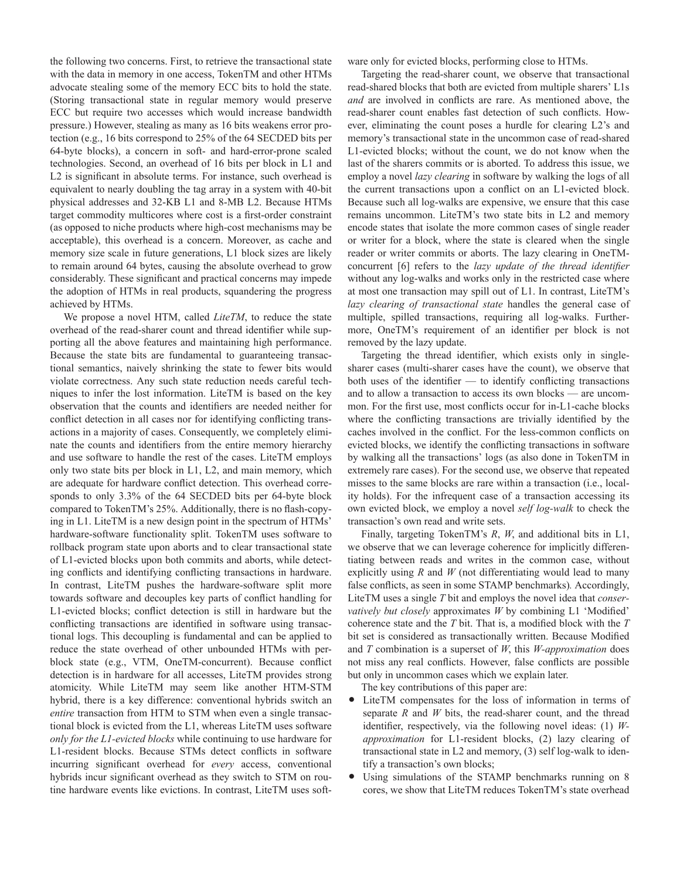the following two concerns. First, to retrieve the transactional state with the data in memory in one access, TokenTM and other HTMs advocate stealing some of the memory ECC bits to hold the state. (Storing transactional state in regular memory would preserve ECC but require two accesses which would increase bandwidth pressure.) However, stealing as many as 16 bits weakens error protection (e.g., 16 bits correspond to 25% of the 64 SECDED bits per 64-byte blocks), a concern in soft- and hard-error-prone scaled technologies. Second, an overhead of 16 bits per block in L1 and L2 is significant in absolute terms. For instance, such overhead is equivalent to nearly doubling the tag array in a system with 40-bit physical addresses and 32-KB L1 and 8-MB L2. Because HTMs target commodity multicores where cost is a first-order constraint (as opposed to niche products where high-cost mechanisms may be acceptable), this overhead is a concern. Moreover, as cache and memory size scale in future generations, L1 block sizes are likely to remain around 64 bytes, causing the absolute overhead to grow considerably. These significant and practical concerns may impede the adoption of HTMs in real products, squandering the progress achieved by HTMs.

We propose a novel HTM, called *LiteTM*, to reduce the state overhead of the read-sharer count and thread identifier while supporting all the above features and maintaining high performance. Because the state bits are fundamental to guaranteeing transactional semantics, naively shrinking the state to fewer bits would violate correctness. Any such state reduction needs careful techniques to infer the lost information. LiteTM is based on the key observation that the counts and identifiers are needed neither for conflict detection in all cases nor for identifying conflicting transactions in a majority of cases. Consequently, we completely eliminate the counts and identifiers from the entire memory hierarchy and use software to handle the rest of the cases. LiteTM employs only two state bits per block in L1, L2, and main memory, which are adequate for hardware conflict detection. This overhead corresponds to only 3.3% of the 64 SECDED bits per 64-byte block compared to TokenTM's 25%. Additionally, there is no flash-copying in L1. LiteTM is a new design point in the spectrum of HTMs' hardware-software functionality split. TokenTM uses software to rollback program state upon aborts and to clear transactional state of L1-evicted blocks upon both commits and aborts, while detecting conflicts and identifying conflicting transactions in hardware. In contrast, LiteTM pushes the hardware-software split more towards software and decouples key parts of conflict handling for L1-evicted blocks; conflict detection is still in hardware but the conflicting transactions are identified in software using transactional logs. This decoupling is fundamental and can be applied to reduce the state overhead of other unbounded HTMs with per-block state (e.g., VTM, OneTM-concurrent). Because conflict detection is in hardware for all accesses, LiteTM provides strong atomicity. While LiteTM may seem like another HTM-STM hybrid, there is a key difference: conventional hybrids switch an *entire* transaction from HTM to STM when even a single transactional block is evicted from the L1, whereas LiteTM uses software *only for the L1-evicted blocks* while continuing to use hardware for L1-resident blocks. Because STMs detect conflicts in software incurring significant overhead for *every* access, conventional hybrids incur significant overhead as they switch to STM on routine hardware events like evictions. In contrast, LiteTM uses software only for evicted blocks, performing close to HTMs.

Targeting the read-sharer count, we observe that transactional read-shared blocks that both are evicted from multiple sharers' L1s *and* are involved in conflicts are rare. As mentioned above, the read-sharer count enables fast detection of such conflicts. However, eliminating the count poses a hurdle for clearing L2's and memory's transactional state in the uncommon case of read-shared L1-evicted blocks; without the count, we do not know when the last of the sharers commits or is aborted. To address this issue, we employ a novel *lazy clearing* in software by walking the logs of all the current transactions upon a conflict on an L1-evicted block. Because such all log-walks are expensive, we ensure that this case remains uncommon. LiteTM's two state bits in L2 and memory encode states that isolate the more common cases of single reader or writer for a block, where the state is cleared when the single reader or writer commits or aborts. The lazy clearing in OneTM-concurrent [6] refers to the *lazy update of the thread identifier* without any log-walks and works only in the restricted case where at most one transaction may spill out of L1. In contrast, LiteTM's *lazy clearing of transactional state* handles the general case of multiple, spilled transactions, requiring all log-walks. Furthermore, OneTM's requirement of an identifier per block is not removed by the lazy update.

Targeting the thread identifier, which exists only in single-sharer cases (multi-sharer cases have the count), we observe that both uses of the identifier — to identify conflicting transactions and to allow a transaction to access its own blocks — are uncommon. For the first use, most conflicts occur for in-L1-cache blocks where the conflicting transactions are trivially identified by the caches involved in the conflict. For the less-common conflicts on evicted blocks, we identify the conflicting transactions in software by walking all the transactions' logs (as also done in TokenTM in extremely rare cases). For the second use, we observe that repeated misses to the same blocks are rare within a transaction (i.e., locality holds). For the infrequent case of a transaction accessing its own evicted block, we employ a novel *self log-walk* to check the transaction's own read and write sets.

Finally, targeting TokenTM's *R*, *W*, and additional bits in L1, we observe that we can leverage coherence for implicitly differentiating between reads and writes in the common case, without explicitly using *R* and *W* (not differentiating would lead to many false conflicts, as seen in some STAMP benchmarks). Accordingly, LiteTM uses a single *T* bit and employs the novel idea that *conservatively but closely* approximates *W* by combining L1 'Modified' coherence state and the *T* bit. That is, a modified block with the *T* bit set is considered as transactionally written. Because Modified and *T* combination is a superset of *W*, this *W-approximation* does not miss any real conflicts. However, false conflicts are possible but only in uncommon cases which we explain later.

The key contributions of this paper are:

- LiteTM compensates for the loss of information in terms of separate *R* and *W* bits, the read-sharer count, and the thread identifier, respectively, via the following novel ideas: (1) *W-approximation* for L1-resident blocks, (2) lazy clearing of transactional state in L2 and memory, (3) self log-walk to identify a transaction's own blocks;
- Using simulations of the STAMP benchmarks running on 8 cores, we show that LiteTM reduces TokenTM's state overhead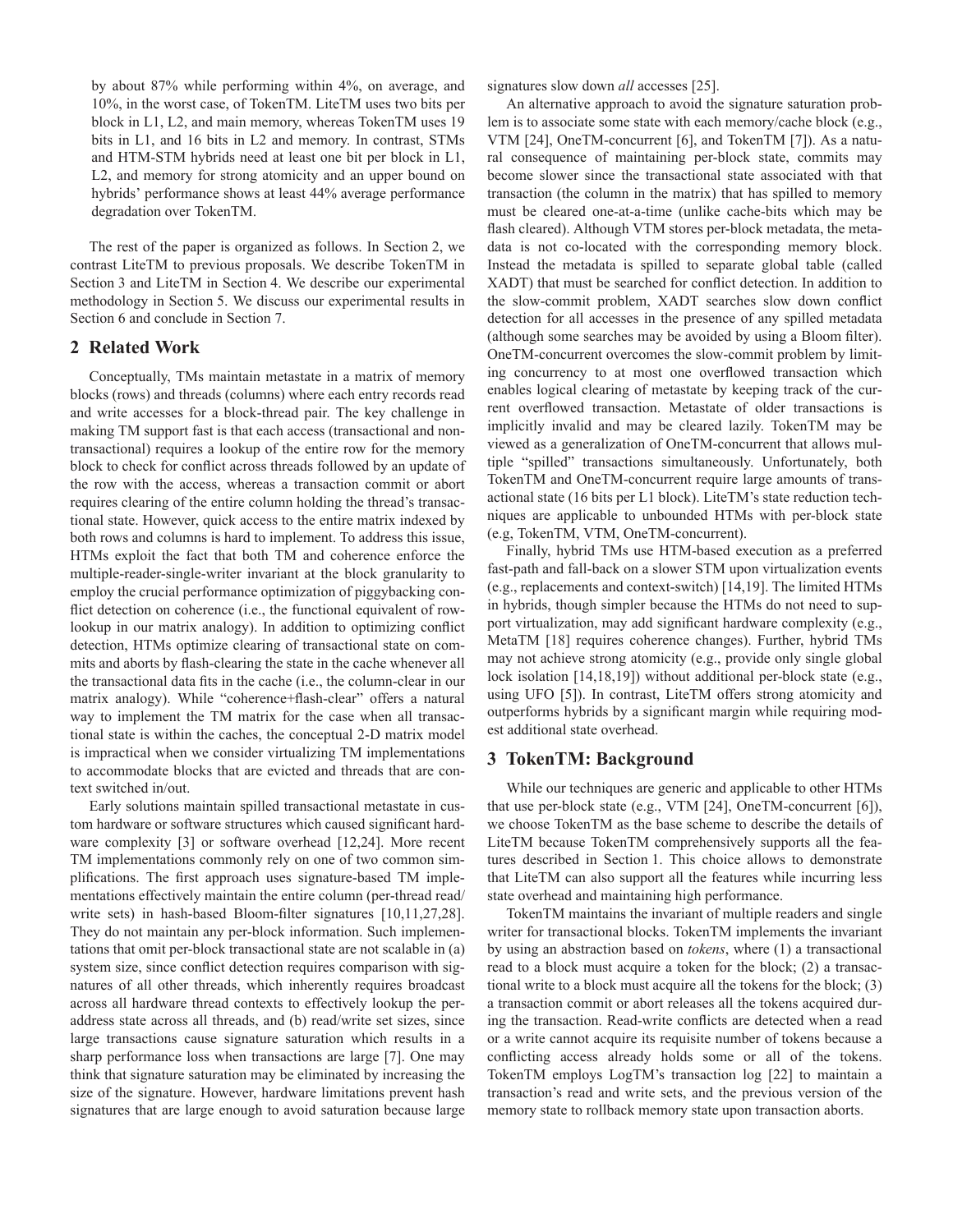by about 87% while performing within 4%, on average, and 10%, in the worst case, of TokenTM. LiteTM uses two bits per block in L1, L2, and main memory, whereas TokenTM uses 19 bits in L1, and 16 bits in L2 and memory. In contrast, STMs and HTM-STM hybrids need at least one bit per block in L1, L2, and memory for strong atomicity and an upper bound on hybrids' performance shows at least 44% average performance degradation over TokenTM.

The rest of the paper is organized as follows. In Section 2, we contrast LiteTM to previous proposals. We describe TokenTM in Section 3 and LiteTM in Section 4. We describe our experimental methodology in Section 5. We discuss our experimental results in Section 6 and conclude in Section 7.

## 2 Related Work

Conceptually, TMs maintain metastate in a matrix of memory blocks (rows) and threads (columns) where each entry records read and write accesses for a block-thread pair. The key challenge in making TM support fast is that each access (transactional and non-transactional) requires a lookup of the entire row for the memory block to check for conflict across threads followed by an update of the row with the access, whereas a transaction commit or abort requires clearing of the entire column holding the thread's transactional state. However, quick access to the entire matrix indexed by both rows and columns is hard to implement. To address this issue, HTMs exploit the fact that both TM and coherence enforce the multiple-reader-single-writer invariant at the block granularity to employ the crucial performance optimization of piggybacking conflict detection on coherence (i.e., the functional equivalent of row-lookup in our matrix analogy). In addition to optimizing conflict detection, HTMs optimize clearing of transactional state on commits and aborts by flash-clearing the state in the cache whenever all the transactional data fits in the cache (i.e., the column-clear in our matrix analogy). While "coherence+flash-clear" offers a natural way to implement the TM matrix for the case when all transactional state is within the caches, the conceptual 2-D matrix model is impractical when we consider virtualizing TM implementations to accommodate blocks that are evicted and threads that are context switched in/out.

Early solutions maintain spilled transactional metastate in custom hardware or software structures which caused significant hardware complexity [3] or software overhead [12,24]. More recent TM implementations commonly rely on one of two common simplifications. The first approach uses signature-based TM implementations effectively maintain the entire column (per-thread read/write sets) in hash-based Bloom-filter signatures [10,11,27,28]. They do not maintain any per-block information. Such implementations that omit per-block transactional state are not scalable in (a) system size, since conflict detection requires comparison with signatures of all other threads, which inherently requires broadcast across all hardware thread contexts to effectively lookup the per-address state across all threads, and (b) read/write set sizes, since large transactions cause signature saturation which results in a sharp performance loss when transactions are large [7]. One may think that signature saturation may be eliminated by increasing the size of the signature. However, hardware limitations prevent hash signatures that are large enough to avoid saturation because large signatures slow down *all* accesses [25].

An alternative approach to avoid the signature saturation problem is to associate some state with each memory/cache block (e.g., VTM [24], OneTM-concurrent [6], and TokenTM [7]). As a natural consequence of maintaining per-block state, commits may become slower since the transactional state associated with that transaction (the column in the matrix) that has spilled to memory must be cleared one-at-a-time (unlike cache-bits which may be flash cleared). Although VTM stores per-block metadata, the metadata is not co-located with the corresponding memory block. Instead the metadata is spilled to separate global table (called XADT) that must be searched for conflict detection. In addition to the slow-commit problem, XADT searches slow down conflict detection for all accesses in the presence of any spilled metadata (although some searches may be avoided by using a Bloom filter). OneTM-concurrent overcomes the slow-commit problem by limiting concurrency to at most one overflowed transaction which enables logical clearing of metastate by keeping track of the current overflowed transaction. Metastate of older transactions is implicitly invalid and may be cleared lazily. TokenTM may be viewed as a generalization of OneTM-concurrent that allows multiple "spilled" transactions simultaneously. Unfortunately, both TokenTM and OneTM-concurrent require large amounts of transactional state (16 bits per L1 block). LiteTM's state reduction techniques are applicable to unbounded HTMs with per-block state (e.g, TokenTM, VTM, OneTM-concurrent).

Finally, hybrid TMs use HTM-based execution as a preferred fast-path and fall-back on a slower STM upon virtualization events (e.g., replacements and context-switch) [14,19]. The limited HTMs in hybrids, though simpler because the HTMs do not need to support virtualization, may add significant hardware complexity (e.g., MetaTM [18] requires coherence changes). Further, hybrid TMs may not achieve strong atomicity (e.g., provide only single global lock isolation [14,18,19]) without additional per-block state (e.g., using UFO [5]). In contrast, LiteTM offers strong atomicity and outperforms hybrids by a significant margin while requiring modest additional state overhead.

## 3 TokenTM: Background

While our techniques are generic and applicable to other HTMs that use per-block state (e.g., VTM [24], OneTM-concurrent [6]), we choose TokenTM as the base scheme to describe the details of LiteTM because TokenTM comprehensively supports all the features described in Section 1. This choice allows to demonstrate that LiteTM can also support all the features while incurring less state overhead and maintaining high performance.

TokenTM maintains the invariant of multiple readers and single writer for transactional blocks. TokenTM implements the invariant by using an abstraction based on *tokens*, where (1) a transactional read to a block must acquire a token for the block; (2) a transactional write to a block must acquire all the tokens for the block; (3) a transaction commit or abort releases all the tokens acquired during the transaction. Read-write conflicts are detected when a read or a write cannot acquire its requisite number of tokens because a conflicting access already holds some or all of the tokens. TokenTM employs LogTM's transaction log [22] to maintain a transaction's read and write sets, and the previous version of the memory state to rollback memory state upon transaction aborts.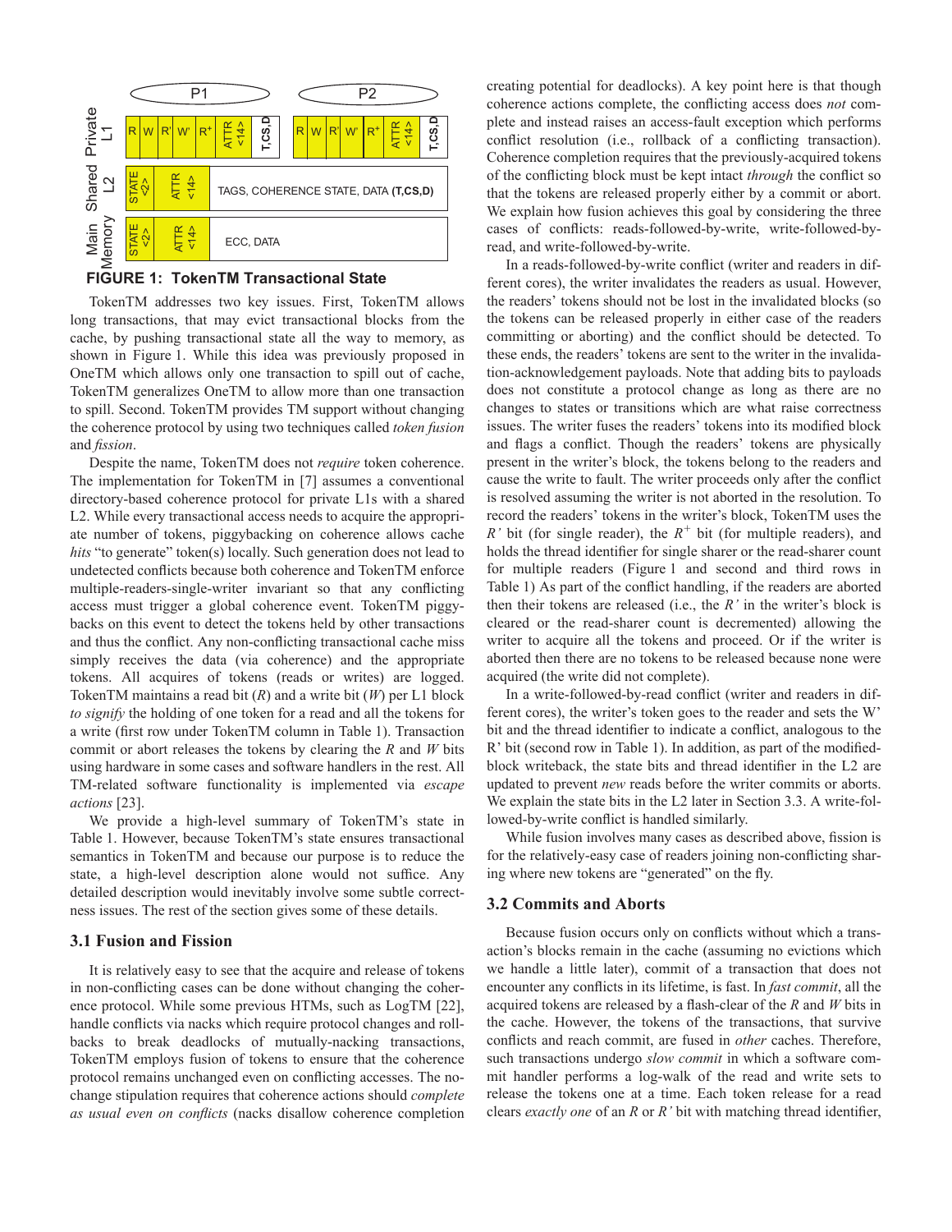P1

P2

Private L1

R | W | R' | W' | R+ | ATTR <14> | T,CS,D

R | W | R' | W' | R+ | ATTR <14> | T,CS,D

Shared L2

STATE <2> | ATTR <14> | TAGS, COHERENCE STATE, DATA **(T,CS,D)**

Main Memory

STATE <2> | ATTR <14> | ECC, DATA

**FIGURE 1: TokenTM Transactional State**

TokenTM addresses two key issues. First, TokenTM allows long transactions, that may evict transactional blocks from the cache, by pushing transactional state all the way to memory, as shown in Figure 1. While this idea was previously proposed in OneTM which allows only one transaction to spill out of cache, TokenTM generalizes OneTM to allow more than one transaction to spill. Second. TokenTM provides TM support without changing the coherence protocol by using two techniques called *token fusion* and *fission*.

Despite the name, TokenTM does not *require* token coherence. The implementation for TokenTM in [7] assumes a conventional directory-based coherence protocol for private L1s with a shared L2. While every transactional access needs to acquire the appropriate number of tokens, piggybacking on coherence allows cache *hits* "to generate" token(s) locally. Such generation does not lead to undetected conflicts because both coherence and TokenTM enforce multiple-readers-single-writer invariant so that any conflicting access must trigger a global coherence event. TokenTM piggybacks on this event to detect the tokens held by other transactions and thus the conflict. Any non-conflicting transactional cache miss simply receives the data (via coherence) and the appropriate tokens. All acquires of tokens (reads or writes) are logged. TokenTM maintains a read bit (*R*) and a write bit (*W*) per L1 block *to signify* the holding of one token for a read and all the tokens for a write (first row under TokenTM column in Table 1). Transaction commit or abort releases the tokens by clearing the *R* and *W* bits using hardware in some cases and software handlers in the rest. All TM-related software functionality is implemented via *escape actions* [23].

We provide a high-level summary of TokenTM's state in Table 1. However, because TokenTM's state ensures transactional semantics in TokenTM and because our purpose is to reduce the state, a high-level description alone would not suffice. Any detailed description would inevitably involve some subtle correctness issues. The rest of the section gives some of these details.

### 3.1 Fusion and Fission

It is relatively easy to see that the acquire and release of tokens in non-conflicting cases can be done without changing the coherence protocol. While some previous HTMs, such as LogTM [22], handle conflicts via nacks which require protocol changes and rollbacks to break deadlocks of mutually-nacking transactions, TokenTM employs fusion of tokens to ensure that the coherence protocol remains unchanged even on conflicting accesses. The no-change stipulation requires that coherence actions should *complete as usual even on conflicts* (nacks disallow coherence completion creating potential for deadlocks). A key point here is that though coherence actions complete, the conflicting access does *not* complete and instead raises an access-fault exception which performs conflict resolution (i.e., rollback of a conflicting transaction). Coherence completion requires that the previously-acquired tokens of the conflicting block must be kept intact *through* the conflict so that the tokens are released properly either by a commit or abort. We explain how fusion achieves this goal by considering the three cases of conflicts: reads-followed-by-write, write-followed-by-read, and write-followed-by-write.

In a reads-followed-by-write conflict (writer and readers in different cores), the writer invalidates the readers as usual. However, the readers' tokens should not be lost in the invalidated blocks (so the tokens can be released properly in either case of the readers committing or aborting) and the conflict should be detected. To these ends, the readers' tokens are sent to the writer in the invalidation-acknowledgement payloads. Note that adding bits to payloads does not constitute a protocol change as long as there are no changes to states or transitions which are what raise correctness issues. The writer fuses the readers' tokens into its modified block and flags a conflict. Though the readers' tokens are physically present in the writer's block, the tokens belong to the readers and cause the write to fault. The writer proceeds only after the conflict is resolved assuming the writer is not aborted in the resolution. To record the readers' tokens in the writer's block, TokenTM uses the *R'* bit (for single reader), the $R^+$ bit (for multiple readers), and holds the thread identifier for single sharer or the read-sharer count for multiple readers (Figure 1 and second and third rows in Table 1) As part of the conflict handling, if the readers are aborted then their tokens are released (i.e., the *R'* in the writer's block is cleared or the read-sharer count is decremented) allowing the writer to acquire all the tokens and proceed. Or if the writer is aborted then there are no tokens to be released because none were acquired (the write did not complete).

In a write-followed-by-read conflict (writer and readers in different cores), the writer's token goes to the reader and sets the W' bit and the thread identifier to indicate a conflict, analogous to the R' bit (second row in Table 1). In addition, as part of the modified-block writeback, the state bits and thread identifier in the L2 are updated to prevent *new* reads before the writer commits or aborts. We explain the state bits in the L2 later in Section 3.3. A write-followed-by-write conflict is handled similarly.

While fusion involves many cases as described above, fission is for the relatively-easy case of readers joining non-conflicting sharing where new tokens are "generated" on the fly.

### 3.2 Commits and Aborts

Because fusion occurs only on conflicts without which a transaction's blocks remain in the cache (assuming no evictions which we handle a little later), commit of a transaction that does not encounter any conflicts in its lifetime, is fast. In *fast commit*, all the acquired tokens are released by a flash-clear of the *R* and *W* bits in the cache. However, the tokens of the transactions, that survive conflicts and reach commit, are fused in *other* caches. Therefore, such transactions undergo *slow commit* in which a software commit handler performs a log-walk of the read and write sets to release the tokens one at a time. Each token release for a read clears *exactly one* of an *R* or *R'* bit with matching thread identifier,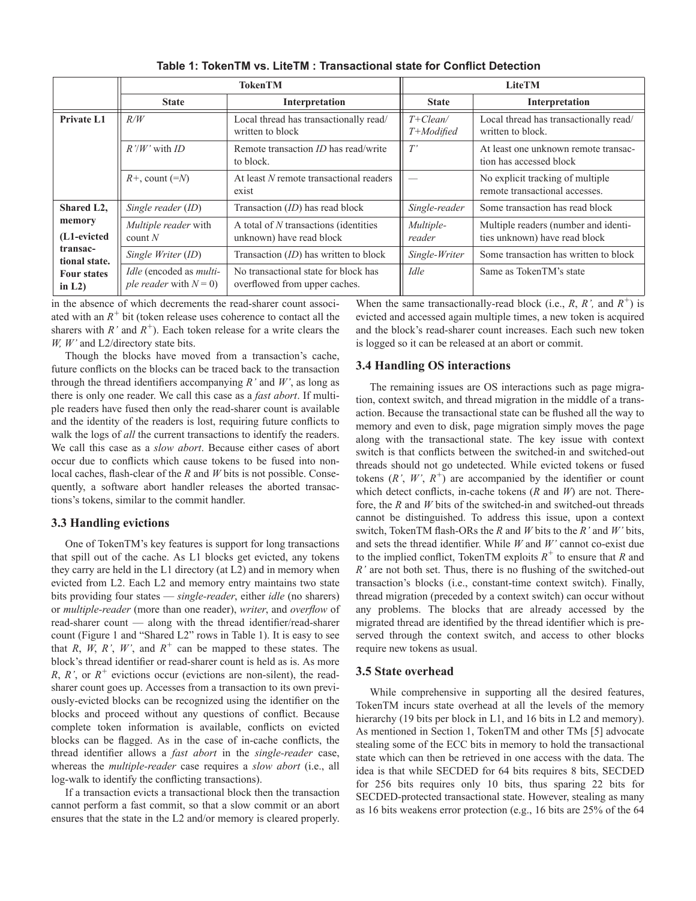**Table 1: TokenTM vs. LiteTM : Transactional state for Conflict Detection**

| | TokenTM | | LiteTM | |
|---|---|---|---|---|
| | **State** | **Interpretation** | **State** | **Interpretation** |
| **Private L1** | *R/W* | Local thread has transactionally read/ written to block | *T+Clean/ T+Modified* | Local thread has transactionally read/ written to block. |
| | *R'/W'* with *ID* | Remote transaction *ID* has read/write to block. | *T'* | At least one unknown remote transaction has accessed block |
| | *R+*, count (=*N*) | At least *N* remote transactional readers exist | — | No explicit tracking of multiple remote transactional accesses. |
| **Shared L2, memory (L1-evicted transactional state. Four states in L2)** | *Single reader* (*ID*) | Transaction (*ID*) has read block | *Single-reader* | Some transaction has read block |
| | *Multiple reader* with count *N* | A total of *N* transactions (identities unknown) have read block | *Multiple-reader* | Multiple readers (number and identities unknown) have read block |
| | *Single Writer* (*ID*) | Transaction (*ID*) has written to block | *Single-Writer* | Some transaction has written to block |
| | *Idle* (encoded as *multiple reader* with $N = 0$) | No transactional state for block has overflowed from upper caches. | *Idle* | Same as TokenTM's state |

in the absence of which decrements the read-sharer count associated with an $R^+$ bit (token release uses coherence to contact all the sharers with *R'* and $R^+$). Each token release for a write clears the *W, W'* and L2/directory state bits.

Though the blocks have moved from a transaction's cache, future conflicts on the blocks can be traced back to the transaction through the thread identifiers accompanying *R'* and *W'*, as long as there is only one reader. We call this case as a *fast abort*. If multiple readers have fused then only the read-sharer count is available and the identity of the readers is lost, requiring future conflicts to walk the logs of *all* the current transactions to identify the readers. We call this case as a *slow abort*. Because either cases of abort occur due to conflicts which cause tokens to be fused into non-local caches, flash-clear of the *R* and *W* bits is not possible. Consequently, a software abort handler releases the aborted transactions's tokens, similar to the commit handler.

### 3.3 Handling evictions

One of TokenTM's key features is support for long transactions that spill out of the cache. As L1 blocks get evicted, any tokens they carry are held in the L1 directory (at L2) and in memory when evicted from L2. Each L2 and memory entry maintains two state bits providing four states — *single-reader*, either *idle* (no sharers) or *multiple-reader* (more than one reader), *writer*, and *overflow* of read-sharer count — along with the thread identifier/read-sharer count (Figure 1 and "Shared L2" rows in Table 1). It is easy to see that *R*, *W*, *R'*, *W'*, and $R^+$ can be mapped to these states. The block's thread identifier or read-sharer count is held as is. As more *R*, *R'*, or $R^+$ evictions occur (evictions are non-silent), the read-sharer count goes up. Accesses from a transaction to its own previously-evicted blocks can be recognized using the identifier on the blocks and proceed without any questions of conflict. Because complete token information is available, conflicts on evicted blocks can be flagged. As in the case of in-cache conflicts, the thread identifier allows a *fast abort* in the *single-reader* case, whereas the *multiple-reader* case requires a *slow abort* (i.e., all log-walk to identify the conflicting transactions).

If a transaction evicts a transactional block then the transaction cannot perform a fast commit, so that a slow commit or an abort ensures that the state in the L2 and/or memory is cleared properly. When the same transactionally-read block (i.e., *R*, *R',* and $R^+$) is evicted and accessed again multiple times, a new token is acquired and the block's read-sharer count increases. Each such new token is logged so it can be released at an abort or commit.

### 3.4 Handling OS interactions

The remaining issues are OS interactions such as page migration, context switch, and thread migration in the middle of a transaction. Because the transactional state can be flushed all the way to memory and even to disk, page migration simply moves the page along with the transactional state. The key issue with context switch is that conflicts between the switched-in and switched-out threads should not go undetected. While evicted tokens or fused tokens (*R'*, *W'*, $R^+$) are accompanied by the identifier or count which detect conflicts, in-cache tokens (*R* and *W*) are not. Therefore, the *R* and *W* bits of the switched-in and switched-out threads cannot be distinguished. To address this issue, upon a context switch, TokenTM flash-ORs the *R* and *W* bits to the *R'* and *W'* bits, and sets the thread identifier. While *W* and *W'* cannot co-exist due to the implied conflict, TokenTM exploits $R^+$ to ensure that *R* and *R'* are not both set. Thus, there is no flushing of the switched-out transaction's blocks (i.e., constant-time context switch). Finally, thread migration (preceded by a context switch) can occur without any problems. The blocks that are already accessed by the migrated thread are identified by the thread identifier which is preserved through the context switch, and access to other blocks require new tokens as usual.

### 3.5 State overhead

While comprehensive in supporting all the desired features, TokenTM incurs state overhead at all the levels of the memory hierarchy (19 bits per block in L1, and 16 bits in L2 and memory). As mentioned in Section 1, TokenTM and other TMs [5] advocate stealing some of the ECC bits in memory to hold the transactional state which can then be retrieved in one access with the data. The idea is that while SECDED for 64 bits requires 8 bits, SECDED for 256 bits requires only 10 bits, thus sparing 22 bits for SECDED-protected transactional state. However, stealing as many as 16 bits weakens error protection (e.g., 16 bits are 25% of the 64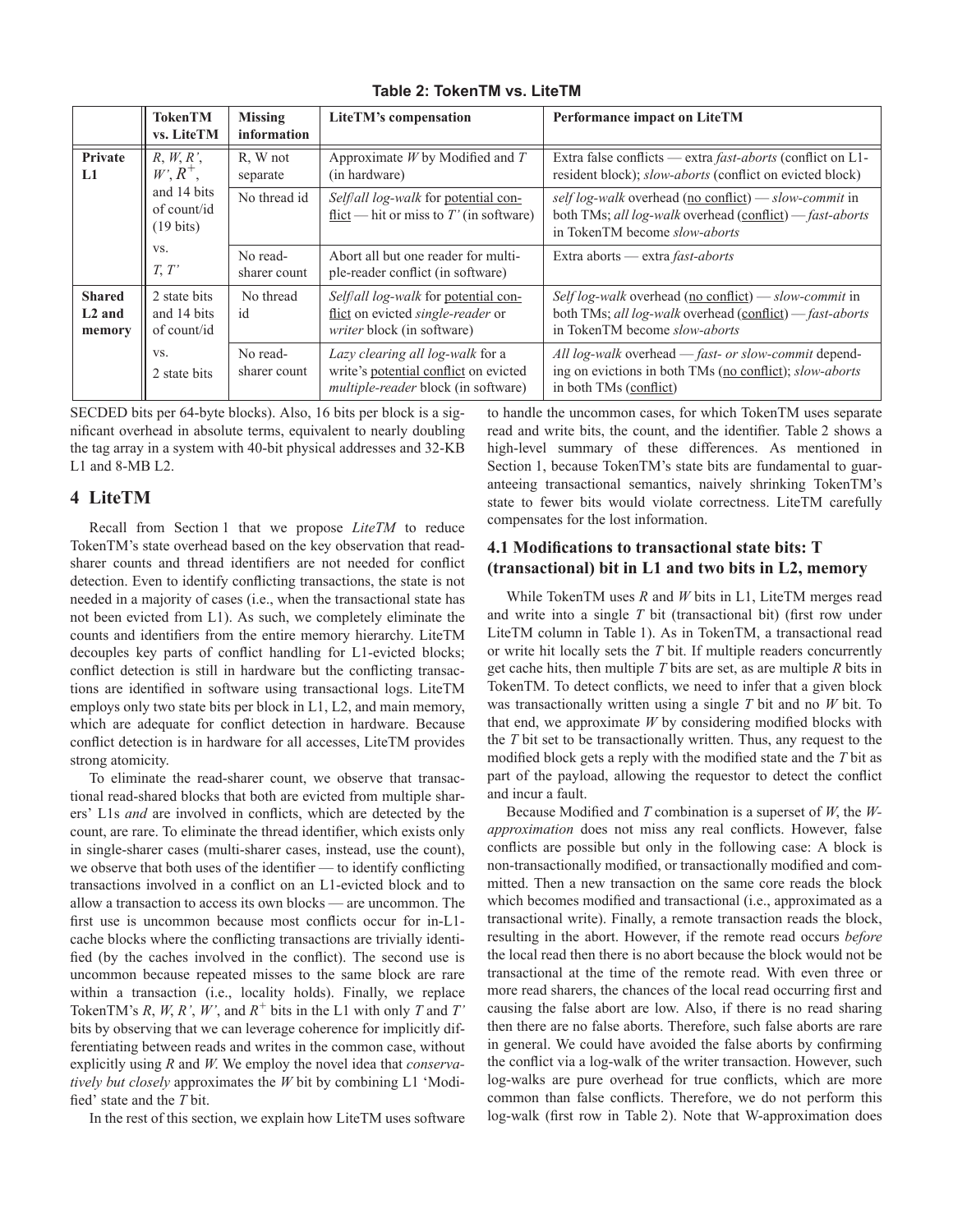**Table 2: TokenTM vs. LiteTM**

| | TokenTM vs. LiteTM | Missing information | LiteTM's compensation | Performance impact on LiteTM |
|---|---|---|---|---|
| **Private L1** | *R*, *W*, *R'*, *W'*, $R^+$, and 14 bits of count/id (19 bits) vs. *T*, *T'* | R, W not separate | Approximate *W* by Modified and *T* (in hardware) | Extra false conflicts — extra *fast-aborts* (conflict on L1-resident block); *slow-aborts* (conflict on evicted block) |
| | | No thread id | *Self*/*all log-walk* for potential conflict — hit or miss to *T'* (in software) | *self log-walk* overhead (no conflict) — *slow-commit* in both TMs; *all log-walk* overhead (conflict) — *fast-aborts* in TokenTM become *slow-aborts* |
| | | No read-sharer count | Abort all but one reader for multiple-reader conflict (in software) | Extra aborts — extra *fast-aborts* |
| **Shared L2 and memory** | 2 state bits and 14 bits of count/id vs. 2 state bits | No thread id | *Self*/*all log-walk* for potential conflict on evicted *single-reader* or *writer* block (in software) | *Self log-walk* overhead (no conflict) — *slow-commit* in both TMs; *all log-walk* overhead (conflict) — *fast-aborts* in TokenTM become *slow-aborts* |
| | | No read-sharer count | *Lazy clearing all log-walk* for a write's potential conflict on evicted *multiple-reader* block (in software) | *All log-walk* overhead — *fast- or slow-commit* depending on evictions in both TMs (no conflict); *slow-aborts* in both TMs (conflict) |

SECDED bits per 64-byte blocks). Also, 16 bits per block is a significant overhead in absolute terms, equivalent to nearly doubling the tag array in a system with 40-bit physical addresses and 32-KB L1 and 8-MB L2.

## 4 LiteTM

Recall from Section 1 that we propose *LiteTM* to reduce TokenTM's state overhead based on the key observation that read-sharer counts and thread identifiers are not needed for conflict detection. Even to identify conflicting transactions, the state is not needed in a majority of cases (i.e., when the transactional state has not been evicted from L1). As such, we completely eliminate the counts and identifiers from the entire memory hierarchy. LiteTM decouples key parts of conflict handling for L1-evicted blocks; conflict detection is still in hardware but the conflicting transactions are identified in software using transactional logs. LiteTM employs only two state bits per block in L1, L2, and main memory, which are adequate for conflict detection in hardware. Because conflict detection is in hardware for all accesses, LiteTM provides strong atomicity.

To eliminate the read-sharer count, we observe that transactional read-shared blocks that both are evicted from multiple sharers' L1s *and* are involved in conflicts, which are detected by the count, are rare. To eliminate the thread identifier, which exists only in single-sharer cases (multi-sharer cases, instead, use the count), we observe that both uses of the identifier — to identify conflicting transactions involved in a conflict on an L1-evicted block and to allow a transaction to access its own blocks — are uncommon. The first use is uncommon because most conflicts occur for in-L1-cache blocks where the conflicting transactions are trivially identified (by the caches involved in the conflict). The second use is uncommon because repeated misses to the same block are rare within a transaction (i.e., locality holds). Finally, we replace TokenTM's *R*, *W*, *R'*, *W'*, and $R^+$ bits in the L1 with only *T* and *T'* bits by observing that we can leverage coherence for implicitly differentiating between reads and writes in the common case, without explicitly using *R* and *W*. We employ the novel idea that *conservatively but closely* approximates the *W* bit by combining L1 'Modified' state and the *T* bit.

In the rest of this section, we explain how LiteTM uses software to handle the uncommon cases, for which TokenTM uses separate read and write bits, the count, and the identifier. Table 2 shows a high-level summary of these differences. As mentioned in Section 1, because TokenTM's state bits are fundamental to guaranteeing transactional semantics, naively shrinking TokenTM's state to fewer bits would violate correctness. LiteTM carefully compensates for the lost information.

### 4.1 Modifications to transactional state bits: T (transactional) bit in L1 and two bits in L2, memory

While TokenTM uses *R* and *W* bits in L1, LiteTM merges read and write into a single *T* bit (transactional bit) (first row under LiteTM column in Table 1). As in TokenTM, a transactional read or write hit locally sets the *T* bit. If multiple readers concurrently get cache hits, then multiple *T* bits are set, as are multiple *R* bits in TokenTM. To detect conflicts, we need to infer that a given block was transactionally written using a single *T* bit and no *W* bit. To that end, we approximate *W* by considering modified blocks with the *T* bit set to be transactionally written. Thus, any request to the modified block gets a reply with the modified state and the *T* bit as part of the payload, allowing the requestor to detect the conflict and incur a fault.

Because Modified and *T* combination is a superset of *W*, the *W-approximation* does not miss any real conflicts. However, false conflicts are possible but only in the following case: A block is non-transactionally modified, or transactionally modified and committed. Then a new transaction on the same core reads the block which becomes modified and transactional (i.e., approximated as a transactional write). Finally, a remote transaction reads the block, resulting in the abort. However, if the remote read occurs *before* the local read then there is no abort because the block would not be transactional at the time of the remote read. With even three or more read sharers, the chances of the local read occurring first and causing the false abort are low. Also, if there is no read sharing then there are no false aborts. Therefore, such false aborts are rare in general. We could have avoided the false aborts by confirming the conflict via a log-walk of the writer transaction. However, such log-walks are pure overhead for true conflicts, which are more common than false conflicts. Therefore, we do not perform this log-walk (first row in Table 2). Note that W-approximation does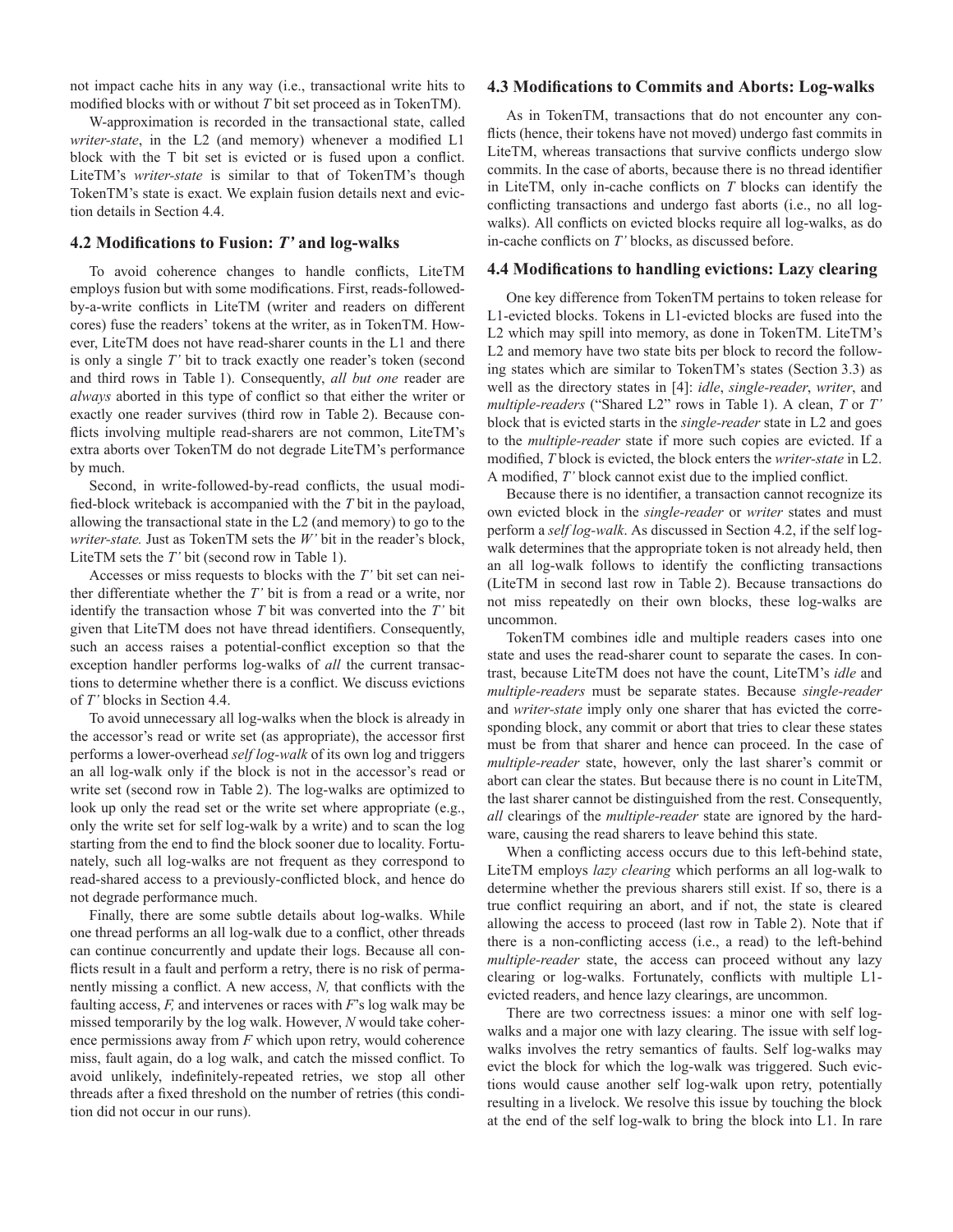not impact cache hits in any way (i.e., transactional write hits to modified blocks with or without *T* bit set proceed as in TokenTM).

W-approximation is recorded in the transactional state, called *writer-state*, in the L2 (and memory) whenever a modified L1 block with the T bit set is evicted or is fused upon a conflict. LiteTM's *writer-state* is similar to that of TokenTM's though TokenTM's state is exact. We explain fusion details next and eviction details in Section 4.4.

### 4.2 Modifications to Fusion: *T'* and log-walks

To avoid coherence changes to handle conflicts, LiteTM employs fusion but with some modifications. First, reads-followed-by-a-write conflicts in LiteTM (writer and readers on different cores) fuse the readers' tokens at the writer, as in TokenTM. However, LiteTM does not have read-sharer counts in the L1 and there is only a single *T'* bit to track exactly one reader's token (second and third rows in Table 1). Consequently, *all but one* reader are *always* aborted in this type of conflict so that either the writer or exactly one reader survives (third row in Table 2). Because conflicts involving multiple read-sharers are not common, LiteTM's extra aborts over TokenTM do not degrade LiteTM's performance by much.

Second, in write-followed-by-read conflicts, the usual modified-block writeback is accompanied with the *T* bit in the payload, allowing the transactional state in the L2 (and memory) to go to the *writer-state.* Just as TokenTM sets the *W'* bit in the reader's block, LiteTM sets the *T'* bit (second row in Table 1).

Accesses or miss requests to blocks with the *T'* bit set can neither differentiate whether the *T'* bit is from a read or a write, nor identify the transaction whose *T* bit was converted into the *T'* bit given that LiteTM does not have thread identifiers. Consequently, such an access raises a potential-conflict exception so that the exception handler performs log-walks of *all* the current transactions to determine whether there is a conflict. We discuss evictions of *T'* blocks in Section 4.4.

To avoid unnecessary all log-walks when the block is already in the accessor's read or write set (as appropriate), the accessor first performs a lower-overhead *self log-walk* of its own log and triggers an all log-walk only if the block is not in the accessor's read or write set (second row in Table 2). The log-walks are optimized to look up only the read set or the write set where appropriate (e.g., only the write set for self log-walk by a write) and to scan the log starting from the end to find the block sooner due to locality. Fortunately, such all log-walks are not frequent as they correspond to read-shared access to a previously-conflicted block, and hence do not degrade performance much.

Finally, there are some subtle details about log-walks. While one thread performs an all log-walk due to a conflict, other threads can continue concurrently and update their logs. Because all conflicts result in a fault and perform a retry, there is no risk of permanently missing a conflict. A new access, *N,* that conflicts with the faulting access, *F,* and intervenes or races with *F*'s log walk may be missed temporarily by the log walk. However, *N* would take coherence permissions away from *F* which upon retry, would coherence miss, fault again, do a log walk, and catch the missed conflict. To avoid unlikely, indefinitely-repeated retries, we stop all other threads after a fixed threshold on the number of retries (this condition did not occur in our runs).

### 4.3 Modifications to Commits and Aborts: Log-walks

As in TokenTM, transactions that do not encounter any conflicts (hence, their tokens have not moved) undergo fast commits in LiteTM, whereas transactions that survive conflicts undergo slow commits. In the case of aborts, because there is no thread identifier in LiteTM, only in-cache conflicts on *T* blocks can identify the conflicting transactions and undergo fast aborts (i.e., no all log-walks). All conflicts on evicted blocks require all log-walks, as do in-cache conflicts on *T'* blocks, as discussed before.

### 4.4 Modifications to handling evictions: Lazy clearing

One key difference from TokenTM pertains to token release for L1-evicted blocks. Tokens in L1-evicted blocks are fused into the L2 which may spill into memory, as done in TokenTM. LiteTM's L2 and memory have two state bits per block to record the following states which are similar to TokenTM's states (Section 3.3) as well as the directory states in [4]: *idle*, *single-reader*, *writer*, and *multiple-readers* ("Shared L2" rows in Table 1). A clean, *T* or *T'* block that is evicted starts in the *single-reader* state in L2 and goes to the *multiple-reader* state if more such copies are evicted. If a modified, *T* block is evicted, the block enters the *writer-state* in L2. A modified, *T'* block cannot exist due to the implied conflict.

Because there is no identifier, a transaction cannot recognize its own evicted block in the *single-reader* or *writer* states and must perform a *self log-walk*. As discussed in Section 4.2, if the self log-walk determines that the appropriate token is not already held, then an all log-walk follows to identify the conflicting transactions (LiteTM in second last row in Table 2). Because transactions do not miss repeatedly on their own blocks, these log-walks are uncommon.

TokenTM combines idle and multiple readers cases into one state and uses the read-sharer count to separate the cases. In contrast, because LiteTM does not have the count, LiteTM's *idle* and *multiple-readers* must be separate states. Because *single-reader* and *writer-state* imply only one sharer that has evicted the corresponding block, any commit or abort that tries to clear these states must be from that sharer and hence can proceed. In the case of *multiple-reader* state, however, only the last sharer's commit or abort can clear the states. But because there is no count in LiteTM, the last sharer cannot be distinguished from the rest. Consequently, *all* clearings of the *multiple-reader* state are ignored by the hardware, causing the read sharers to leave behind this state.

When a conflicting access occurs due to this left-behind state, LiteTM employs *lazy clearing* which performs an all log-walk to determine whether the previous sharers still exist. If so, there is a true conflict requiring an abort, and if not, the state is cleared allowing the access to proceed (last row in Table 2). Note that if there is a non-conflicting access (i.e., a read) to the left-behind *multiple-reader* state, the access can proceed without any lazy clearing or log-walks. Fortunately, conflicts with multiple L1-evicted readers, and hence lazy clearings, are uncommon.

There are two correctness issues: a minor one with self log-walks and a major one with lazy clearing. The issue with self log-walks involves the retry semantics of faults. Self log-walks may evict the block for which the log-walk was triggered. Such evictions would cause another self log-walk upon retry, potentially resulting in a livelock. We resolve this issue by touching the block at the end of the self log-walk to bring the block into L1. In rare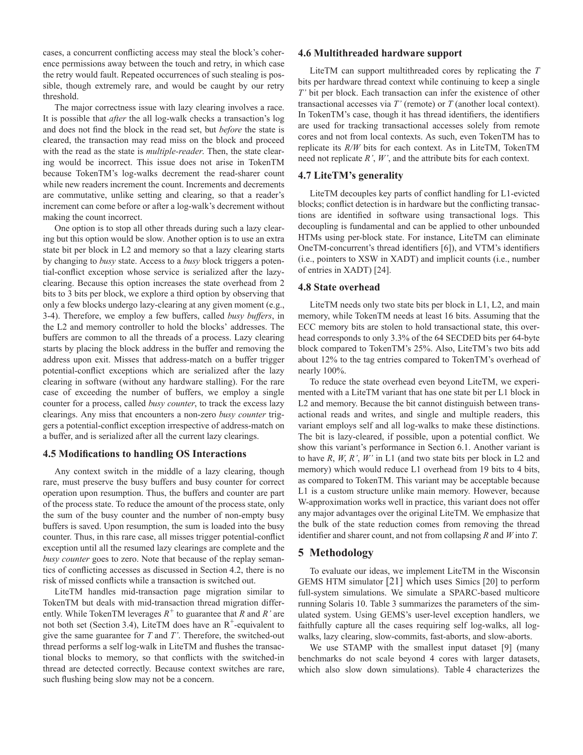cases, a concurrent conflicting access may steal the block's coherence permissions away between the touch and retry, in which case the retry would fault. Repeated occurrences of such stealing is possible, though extremely rare, and would be caught by our retry threshold.

The major correctness issue with lazy clearing involves a race. It is possible that *after* the all log-walk checks a transaction's log and does not find the block in the read set, but *before* the state is cleared, the transaction may read miss on the block and proceed with the read as the state is *multiple-reader*. Then, the state clearing would be incorrect. This issue does not arise in TokenTM because TokenTM's log-walks decrement the read-sharer count while new readers increment the count. Increments and decrements are commutative, unlike setting and clearing, so that a reader's increment can come before or after a log-walk's decrement without making the count incorrect.

One option is to stop all other threads during such a lazy clearing but this option would be slow. Another option is to use an extra state bit per block in L2 and memory so that a lazy clearing starts by changing to *busy* state. Access to a *busy* block triggers a potential-conflict exception whose service is serialized after the lazy-clearing. Because this option increases the state overhead from 2 bits to 3 bits per block, we explore a third option by observing that only a few blocks undergo lazy-clearing at any given moment (e.g., 3-4). Therefore, we employ a few buffers, called *busy buffers*, in the L2 and memory controller to hold the blocks' addresses. The buffers are common to all the threads of a process. Lazy clearing starts by placing the block address in the buffer and removing the address upon exit. Misses that address-match on a buffer trigger potential-conflict exceptions which are serialized after the lazy clearing in software (without any hardware stalling). For the rare case of exceeding the number of buffers, we employ a single counter for a process, called *busy counter*, to track the excess lazy clearings. Any miss that encounters a non-zero *busy counter* triggers a potential-conflict exception irrespective of address-match on a buffer, and is serialized after all the current lazy clearings.

### 4.5 Modifications to handling OS Interactions

Any context switch in the middle of a lazy clearing, though rare, must preserve the busy buffers and busy counter for correct operation upon resumption. Thus, the buffers and counter are part of the process state. To reduce the amount of the process state, only the sum of the busy counter and the number of non-empty busy buffers is saved. Upon resumption, the sum is loaded into the busy counter. Thus, in this rare case, all misses trigger potential-conflict exception until all the resumed lazy clearings are complete and the *busy counter* goes to zero. Note that because of the replay semantics of conflicting accesses as discussed in Section 4.2, there is no risk of missed conflicts while a transaction is switched out.

LiteTM handles mid-transaction page migration similar to TokenTM but deals with mid-transaction thread migration differently. While TokenTM leverages $R^+$ to guarantee that *R* and *R'* are not both set (Section 3.4), LiteTM does have an $R^+$-equivalent to give the same guarantee for *T* and *T'*. Therefore, the switched-out thread performs a self log-walk in LiteTM and flushes the transactional blocks to memory, so that conflicts with the switched-in thread are detected correctly. Because context switches are rare, such flushing being slow may not be a concern.

### 4.6 Multithreaded hardware support

LiteTM can support multithreaded cores by replicating the *T* bits per hardware thread context while continuing to keep a single *T'* bit per block. Each transaction can infer the existence of other transactional accesses via *T'* (remote) or *T* (another local context). In TokenTM's case, though it has thread identifiers, the identifiers are used for tracking transactional accesses solely from remote cores and not from local contexts. As such, even TokenTM has to replicate its *R/W* bits for each context. As in LiteTM, TokenTM need not replicate *R'*, *W'*, and the attribute bits for each context.

### 4.7 LiteTM's generality

LiteTM decouples key parts of conflict handling for L1-evicted blocks; conflict detection is in hardware but the conflicting transactions are identified in software using transactional logs. This decoupling is fundamental and can be applied to other unbounded HTMs using per-block state. For instance, LiteTM can eliminate OneTM-concurrent's thread identifiers [6]), and VTM's identifiers (i.e., pointers to XSW in XADT) and implicit counts (i.e., number of entries in XADT) [24].

### 4.8 State overhead

LiteTM needs only two state bits per block in L1, L2, and main memory, while TokenTM needs at least 16 bits. Assuming that the ECC memory bits are stolen to hold transactional state, this overhead corresponds to only 3.3% of the 64 SECDED bits per 64-byte block compared to TokenTM's 25%. Also, LiteTM's two bits add about 12% to the tag entries compared to TokenTM's overhead of nearly 100%.

To reduce the state overhead even beyond LiteTM, we experimented with a LiteTM variant that has one state bit per L1 block in L2 and memory. Because the bit cannot distinguish between transactional reads and writes, and single and multiple readers, this variant employs self and all log-walks to make these distinctions. The bit is lazy-cleared, if possible, upon a potential conflict. We show this variant's performance in Section 6.1. Another variant is to have *R*, *W*, *R'*, *W'* in L1 (and two state bits per block in L2 and memory) which would reduce L1 overhead from 19 bits to 4 bits, as compared to TokenTM. This variant may be acceptable because L1 is a custom structure unlike main memory. However, because W-approximation works well in practice, this variant does not offer any major advantages over the original LiteTM. We emphasize that the bulk of the state reduction comes from removing the thread identifier and sharer count, and not from collapsing *R* and *W* into *T*.

## 5 Methodology

To evaluate our ideas, we implement LiteTM in the Wisconsin GEMS HTM simulator [21] which uses Simics [20] to perform full-system simulations. We simulate a SPARC-based multicore running Solaris 10. Table 3 summarizes the parameters of the simulated system. Using GEMS's user-level exception handlers, we faithfully capture all the cases requiring self log-walks, all log-walks, lazy clearing, slow-commits, fast-aborts, and slow-aborts.

We use STAMP with the smallest input dataset [9] (many benchmarks do not scale beyond 4 cores with larger datasets, which also slow down simulations). Table 4 characterizes the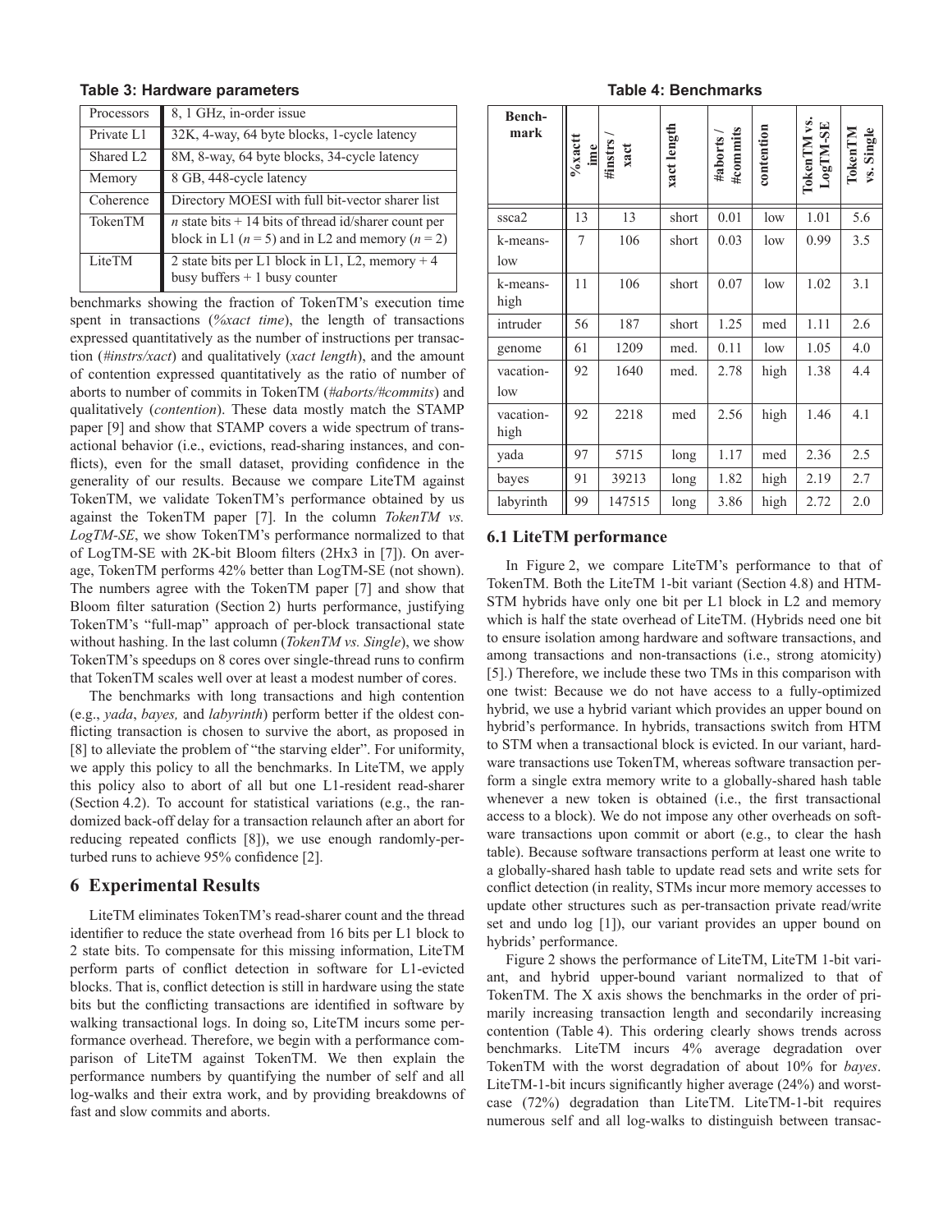**Table 3: Hardware parameters**

| | |
|---|---|
| Processors | 8, 1 GHz, in-order issue |
| Private L1 | 32K, 4-way, 64 byte blocks, 1-cycle latency |
| Shared L2 | 8M, 8-way, 64 byte blocks, 34-cycle latency |
| Memory | 8 GB, 448-cycle latency |
| Coherence | Directory MOESI with full bit-vector sharer list |
| TokenTM | *n* state bits + 14 bits of thread id/sharer count per block in L1 ($n = 5$) and in L2 and memory ($n = 2$) |
| LiteTM | 2 state bits per L1 block in L1, L2, memory + 4 busy buffers + 1 busy counter |

benchmarks showing the fraction of TokenTM's execution time spent in transactions (*%xact time*), the length of transactions expressed quantitatively as the number of instructions per transaction (*#instrs/xact*) and qualitatively (*xact length*), and the amount of contention expressed quantitatively as the ratio of number of aborts to number of commits in TokenTM (*#aborts/#commits*) and qualitatively (*contention*). These data mostly match the STAMP paper [9] and show that STAMP covers a wide spectrum of transactional behavior (i.e., evictions, read-sharing instances, and conflicts), even for the small dataset, providing confidence in the generality of our results. Because we compare LiteTM against TokenTM, we validate TokenTM's performance obtained by us against the TokenTM paper [7]. In the column *TokenTM vs. LogTM-SE*, we show TokenTM's performance normalized to that of LogTM-SE with 2K-bit Bloom filters (2Hx3 in [7]). On average, TokenTM performs 42% better than LogTM-SE (not shown). The numbers agree with the TokenTM paper [7] and show that Bloom filter saturation (Section 2) hurts performance, justifying TokenTM's "full-map" approach of per-block transactional state without hashing. In the last column (*TokenTM vs. Single*), we show TokenTM's speedups on 8 cores over single-thread runs to confirm that TokenTM scales well over at least a modest number of cores.

The benchmarks with long transactions and high contention (e.g., *yada*, *bayes,* and *labyrinth*) perform better if the oldest conflicting transaction is chosen to survive the abort, as proposed in [8] to alleviate the problem of "the starving elder". For uniformity, we apply this policy to all the benchmarks. In LiteTM, we apply this policy also to abort of all but one L1-resident read-sharer (Section 4.2). To account for statistical variations (e.g., the randomized back-off delay for a transaction relaunch after an abort for reducing repeated conflicts [8]), we use enough randomly-perturbed runs to achieve 95% confidence [2].

## 6 Experimental Results

LiteTM eliminates TokenTM's read-sharer count and the thread identifier to reduce the state overhead from 16 bits per L1 block to 2 state bits. To compensate for this missing information, LiteTM perform parts of conflict detection in software for L1-evicted blocks. That is, conflict detection is still in hardware using the state bits but the conflicting transactions are identified in software by walking transactional logs. In doing so, LiteTM incurs some performance overhead. Therefore, we begin with a performance comparison of LiteTM against TokenTM. We then explain the performance numbers by quantifying the number of self and all log-walks and their extra work, and by providing breakdowns of fast and slow commits and aborts.

**Table 4: Benchmarks**

| Benchmark | %xact time | #instrs / xact | xact length | #aborts / #commits | contention | TokenTM vs. LogTM-SE | TokenTM vs. Single |
|---|---|---|---|---|---|---|---|
| ssca2 | 13 | 13 | short | 0.01 | low | 1.01 | 5.6 |
| k-means-low | 7 | 106 | short | 0.03 | low | 0.99 | 3.5 |
| k-means-high | 11 | 106 | short | 0.07 | low | 1.02 | 3.1 |
| intruder | 56 | 187 | short | 1.25 | med | 1.11 | 2.6 |
| genome | 61 | 1209 | med. | 0.11 | low | 1.05 | 4.0 |
| vacation-low | 92 | 1640 | med. | 2.78 | high | 1.38 | 4.4 |
| vacation-high | 92 | 2218 | med | 2.56 | high | 1.46 | 4.1 |
| yada | 97 | 5715 | long | 1.17 | med | 2.36 | 2.5 |
| bayes | 91 | 39213 | long | 1.82 | high | 2.19 | 2.7 |
| labyrinth | 99 | 147515 | long | 3.86 | high | 2.72 | 2.0 |

### 6.1 LiteTM performance

In Figure 2, we compare LiteTM's performance to that of TokenTM. Both the LiteTM 1-bit variant (Section 4.8) and HTM-STM hybrids have only one bit per L1 block in L2 and memory which is half the state overhead of LiteTM. (Hybrids need one bit to ensure isolation among hardware and software transactions, and among transactions and non-transactions (i.e., strong atomicity) [5].) Therefore, we include these two TMs in this comparison with one twist: Because we do not have access to a fully-optimized hybrid, we use a hybrid variant which provides an upper bound on hybrid's performance. In hybrids, transactions switch from HTM to STM when a transactional block is evicted. In our variant, hardware transactions use TokenTM, whereas software transaction perform a single extra memory write to a globally-shared hash table whenever a new token is obtained (i.e., the first transactional access to a block). We do not impose any other overheads on software transactions upon commit or abort (e.g., to clear the hash table). Because software transactions perform at least one write to a globally-shared hash table to update read sets and write sets for conflict detection (in reality, STMs incur more memory accesses to update other structures such as per-transaction private read/write set and undo log [1]), our variant provides an upper bound on hybrids' performance.

Figure 2 shows the performance of LiteTM, LiteTM 1-bit variant, and hybrid upper-bound variant normalized to that of TokenTM. The X axis shows the benchmarks in the order of primarily increasing transaction length and secondarily increasing contention (Table 4). This ordering clearly shows trends across benchmarks. LiteTM incurs 4% average degradation over TokenTM with the worst degradation of about 10% for *bayes*. LiteTM-1-bit incurs significantly higher average (24%) and worst-case (72%) degradation than LiteTM. LiteTM-1-bit requires numerous self and all log-walks to distinguish between transac-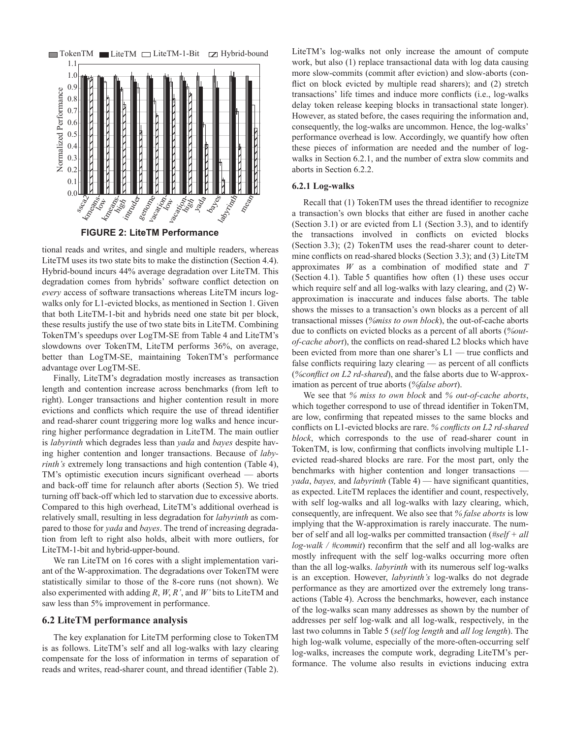FIGURE 2: LiteTM Performance

tional reads and writes, and single and multiple readers, whereas LiteTM uses its two state bits to make the distinction (Section 4.4). Hybrid-bound incurs 44% average degradation over LiteTM. This degradation comes from hybrids' software conflict detection on *every* access of software transactions whereas LiteTM incurs log-walks only for L1-evicted blocks, as mentioned in Section 1. Given that both LiteTM-1-bit and hybrids need one state bit per block, these results justify the use of two state bits in LiteTM. Combining TokenTM's speedups over LogTM-SE from Table 4 and LiteTM's slowdowns over TokenTM, LiteTM performs 36%, on average, better than LogTM-SE, maintaining TokenTM's performance advantage over LogTM-SE.

Finally, LiteTM's degradation mostly increases as transaction length and contention increase across benchmarks (from left to right). Longer transactions and higher contention result in more evictions and conflicts which require the use of thread identifier and read-sharer count triggering more log walks and hence incurring higher performance degradation in LiteTM. The main outlier is *labyrinth* which degrades less than *yada* and *bayes* despite having higher contention and longer transactions. Because of *labyrinth's* extremely long transactions and high contention (Table 4), TM's optimistic execution incurs significant overhead — aborts and back-off time for relaunch after aborts (Section 5). We tried turning off back-off which led to starvation due to excessive aborts. Compared to this high overhead, LiteTM's additional overhead is relatively small, resulting in less degradation for *labyrinth* as compared to those for *yada* and *bayes*. The trend of increasing degradation from left to right also holds, albeit with more outliers, for LiteTM-1-bit and hybrid-upper-bound.

We ran LiteTM on 16 cores with a slight implementation variant of the W-approximation. The degradations over TokenTM were statistically similar to those of the 8-core runs (not shown). We also experimented with adding *R*, *W*, *R'*, and *W'* bits to LiteTM and saw less than 5% improvement in performance.

## 6.2 LiteTM performance analysis

The key explanation for LiteTM performing close to TokenTM is as follows. LiteTM's self and all log-walks with lazy clearing compensate for the loss of information in terms of separation of reads and writes, read-sharer count, and thread identifier (Table 2). LiteTM's log-walks not only increase the amount of compute work, but also (1) replace transactional data with log data causing more slow-commits (commit after eviction) and slow-aborts (conflict on block evicted by multiple read sharers); and (2) stretch transactions' life times and induce more conflicts (i.e., log-walks delay token release keeping blocks in transactional state longer). However, as stated before, the cases requiring the information and, consequently, the log-walks are uncommon. Hence, the log-walks' performance overhead is low. Accordingly, we quantify how often these pieces of information are needed and the number of log-walks in Section 6.2.1, and the number of extra slow commits and aborts in Section 6.2.2.

### 6.2.1 Log-walks

Recall that (1) TokenTM uses the thread identifier to recognize a transaction's own blocks that either are fused in another cache (Section 3.1) or are evicted from L1 (Section 3.3), and to identify the transactions involved in conflicts on evicted blocks (Section 3.3); (2) TokenTM uses the read-sharer count to determine conflicts on read-shared blocks (Section 3.3); and (3) LiteTM approximates *W* as a combination of modified state and *T* (Section 4.1). Table 5 quantifies how often (1) these uses occur which require self and all log-walks with lazy clearing, and (2) W-approximation is inaccurate and induces false aborts. The table shows the misses to a transaction's own blocks as a percent of all transactional misses (*%miss to own block*), the out-of-cache aborts due to conflicts on evicted blocks as a percent of all aborts (*%out-of-cache abort*), the conflicts on read-shared L2 blocks which have been evicted from more than one sharer's L1 — true conflicts and false conflicts requiring lazy clearing — as percent of all conflicts (*%conflict on L2 rd-shared*), and the false aborts due to W-approximation as percent of true aborts (*%false abort*).

We see that *% miss to own block* and *% out-of-cache aborts*, which together correspond to use of thread identifier in TokenTM, are low, confirming that repeated misses to the same blocks and conflicts on L1-evicted blocks are rare. *% conflicts on L2 rd-shared block*, which corresponds to the use of read-sharer count in TokenTM, is low, confirming that conflicts involving multiple L1-evicted read-shared blocks are rare. For the most part, only the benchmarks with higher contention and longer transactions — *yada*, *bayes,* and *labyrinth* (Table 4) — have significant quantities, as expected. LiteTM replaces the identifier and count, respectively, with self log-walks and all log-walks with lazy clearing, which, consequently, are infrequent. We also see that *% false aborts* is low implying that the W-approximation is rarely inaccurate. The number of self and all log-walks per committed transaction (*#self + all log-walk / #commit*) reconfirm that the self and all log-walks are mostly infrequent with the self log-walks occurring more often than the all log-walks. *labyrinth* with its numerous self log-walks is an exception. However, *labyrinth's* log-walks do not degrade performance as they are amortized over the extremely long transactions (Table 4). Across the benchmarks, however, each instance of the log-walks scan many addresses as shown by the number of addresses per self log-walk and all log-walk, respectively, in the last two columns in Table 5 (*self log length* and *all log length*). The high log-walk volume, especially of the more-often-occurring self log-walks, increases the compute work, degrading LiteTM's performance. The volume also results in evictions inducing extra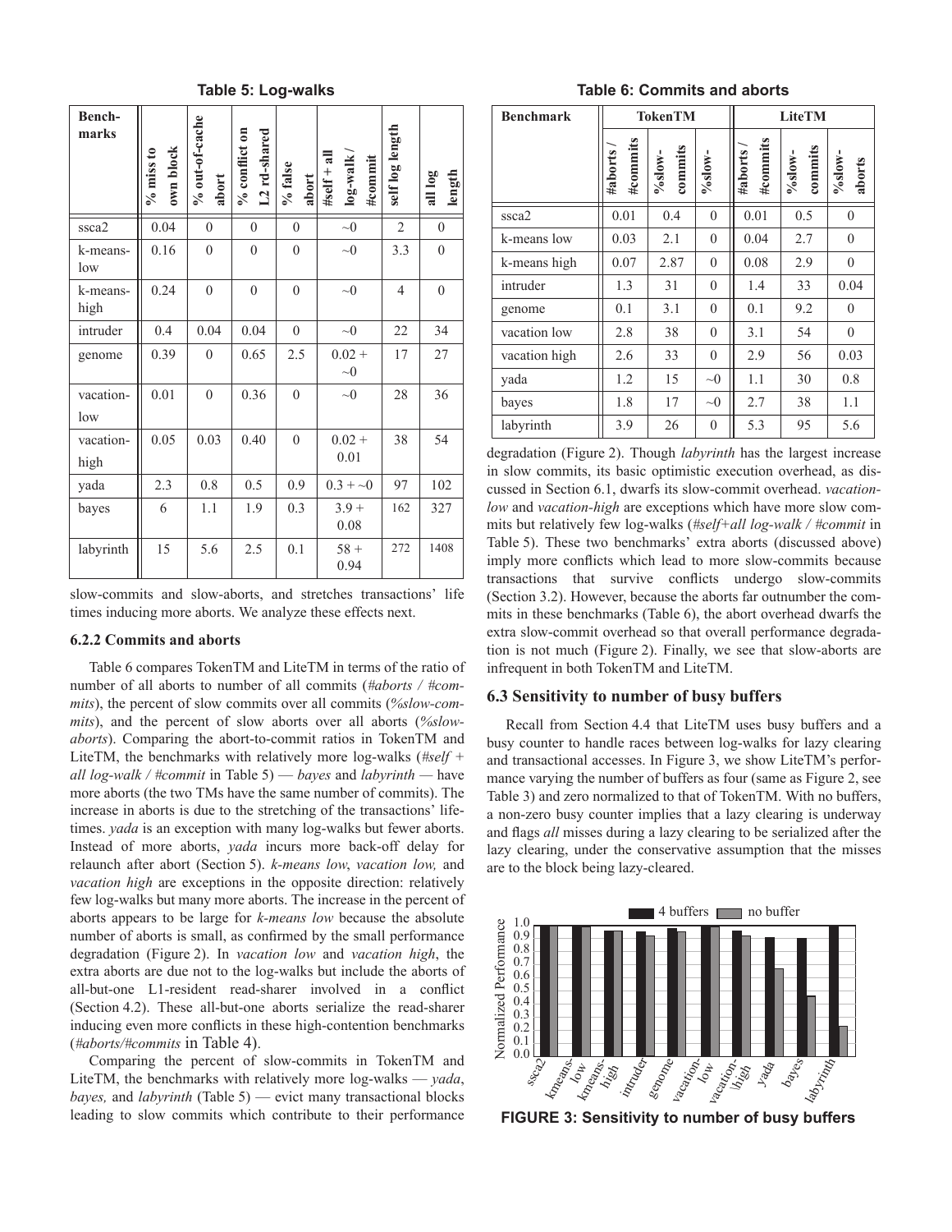**Table 5: Log-walks**

| Bench-marks | % miss to own block | % out-of-cache abort | % conflict on L2 rd-shared | % false abort | #self + all log-walk / #commit | self log length | all log length |
|---|---|---|---|---|---|---|---|
| ssca2 | 0.04 | 0 | 0 | 0 | ~0 | 2 | 0 |
| k-means-low | 0.16 | 0 | 0 | 0 | ~0 | 3.3 | 0 |
| k-means-high | 0.24 | 0 | 0 | 0 | ~0 | 4 | 0 |
| intruder | 0.4 | 0.04 | 0.04 | 0 | ~0 | 22 | 34 |
| genome | 0.39 | 0 | 0.65 | 2.5 | 0.02 + ~0 | 17 | 27 |
| vacation-low | 0.01 | 0 | 0.36 | 0 | ~0 | 28 | 36 |
| vacation-high | 0.05 | 0.03 | 0.40 | 0 | 0.02 + 0.01 | 38 | 54 |
| yada | 2.3 | 0.8 | 0.5 | 0.9 | 0.3 + ~0 | 97 | 102 |
| bayes | 6 | 1.1 | 1.9 | 0.3 | 3.9 + 0.08 | 162 | 327 |
| labyrinth | 15 | 5.6 | 2.5 | 0.1 | 58 + 0.94 | 272 | 1408 |

slow-commits and slow-aborts, and stretches transactions' life times inducing more aborts. We analyze these effects next.

### 6.2.2 Commits and aborts

Table 6 compares TokenTM and LiteTM in terms of the ratio of number of all aborts to number of all commits (*#aborts / #commits*), the percent of slow commits over all commits (*%slow-commits*), and the percent of slow aborts over all aborts (*%slow-aborts*). Comparing the abort-to-commit ratios in TokenTM and LiteTM, the benchmarks with relatively more log-walks (*#self + all log-walk / #commit* in Table 5) — *bayes* and *labyrinth* — have more aborts (the two TMs have the same number of commits). The increase in aborts is due to the stretching of the transactions' lifetimes. *yada* is an exception with many log-walks but fewer aborts. Instead of more aborts, *yada* incurs more back-off delay for relaunch after abort (Section 5). *k-means low*, *vacation low,* and *vacation high* are exceptions in the opposite direction: relatively few log-walks but many more aborts. The increase in the percent of aborts appears to be large for *k-means low* because the absolute number of aborts is small, as confirmed by the small performance degradation (Figure 2). In *vacation low* and *vacation high*, the extra aborts are due not to the log-walks but include the aborts of all-but-one L1-resident read-sharer involved in a conflict (Section 4.2). These all-but-one aborts serialize the read-sharer inducing even more conflicts in these high-contention benchmarks (*#aborts/#commits* in Table 4).

Comparing the percent of slow-commits in TokenTM and LiteTM, the benchmarks with relatively more log-walks — *yada*, *bayes,* and *labyrinth* (Table 5) — evict many transactional blocks leading to slow commits which contribute to their performance degradation (Figure 2). Though *labyrinth* has the largest increase in slow commits, its basic optimistic execution overhead, as discussed in Section 6.1, dwarfs its slow-commit overhead. *vacation-low* and *vacation-high* are exceptions which have more slow commits but relatively few log-walks (*#self+all log-walk / #commit* in Table 5). These two benchmarks' extra aborts (discussed above) imply more conflicts which lead to more slow-commits because transactions that survive conflicts undergo slow-commits (Section 3.2). However, because the aborts far outnumber the commits in these benchmarks (Table 6), the abort overhead dwarfs the extra slow-commit overhead so that overall performance degradation is not much (Figure 2). Finally, we see that slow-aborts are infrequent in both TokenTM and LiteTM.

**Table 6: Commits and aborts**

| Benchmark | TokenTM | | | LiteTM | | |
|---|---|---|---|---|---|---|
| | #aborts / #commits | %slow-commits | %slow-aborts | #aborts / #commits | %slow-commits | %slow-aborts |
| ssca2 | 0.01 | 0.4 | 0 | 0.01 | 0.5 | 0 |
| k-means low | 0.03 | 2.1 | 0 | 0.04 | 2.7 | 0 |
| k-means high | 0.07 | 2.87 | 0 | 0.08 | 2.9 | 0 |
| intruder | 1.3 | 31 | 0 | 1.4 | 33 | 0.04 |
| genome | 0.1 | 3.1 | 0 | 0.1 | 9.2 | 0 |
| vacation low | 2.8 | 38 | 0 | 3.1 | 54 | 0 |
| vacation high | 2.6 | 33 | 0 | 2.9 | 56 | 0.03 |
| yada | 1.2 | 15 | ~0 | 1.1 | 30 | 0.8 |
| bayes | 1.8 | 17 | ~0 | 2.7 | 38 | 1.1 |
| labyrinth | 3.9 | 26 | 0 | 5.3 | 95 | 5.6 |

## 6.3 Sensitivity to number of busy buffers

Recall from Section 4.4 that LiteTM uses busy buffers and a busy counter to handle races between log-walks for lazy clearing and transactional accesses. In Figure 3, we show LiteTM's performance varying the number of buffers as four (same as Figure 2, see Table 3) and zero normalized to that of TokenTM. With no buffers, a non-zero busy counter implies that a lazy clearing is underway and flags *all* misses during a lazy clearing to be serialized after the lazy clearing, under the conservative assumption that the misses are to the block being lazy-cleared.

**FIGURE 3: Sensitivity to number of busy buffers**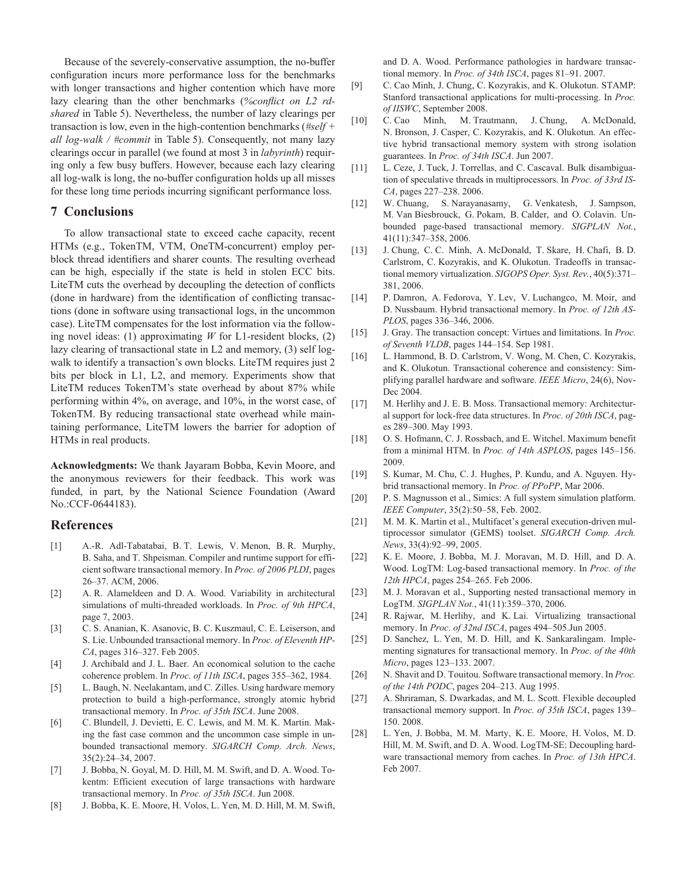Because of the severely-conservative assumption, the no-buffer configuration incurs more performance loss for the benchmarks with longer transactions and higher contention which have more lazy clearing than the other benchmarks (*%conflict on L2 rd-shared* in Table 5). Nevertheless, the number of lazy clearings per transaction is low, even in the high-contention benchmarks (*#self + all log-walk / #commit* in Table 5). Consequently, not many lazy clearings occur in parallel (we found at most 3 in *labyrinth*) requiring only a few busy buffers. However, because each lazy clearing all log-walk is long, the no-buffer configuration holds up all misses for these long time periods incurring significant performance loss.

## 7 Conclusions

To allow transactional state to exceed cache capacity, recent HTMs (e.g., TokenTM, VTM, OneTM-concurrent) employ per-block thread identifiers and sharer counts. The resulting overhead can be high, especially if the state is held in stolen ECC bits. LiteTM cuts the overhead by decoupling the detection of conflicts (done in hardware) from the identification of conflicting transactions (done in software using transactional logs, in the uncommon case). LiteTM compensates for the lost information via the following novel ideas: (1) approximating $W$ for L1-resident blocks, (2) lazy clearing of transactional state in L2 and memory, (3) self log-walk to identify a transaction's own blocks. LiteTM requires just 2 bits per block in L1, L2, and memory. Experiments show that LiteTM reduces TokenTM's state overhead by about 87% while performing within 4%, on average, and 10%, in the worst case, of TokenTM. By reducing transactional state overhead while maintaining performance, LiteTM lowers the barrier for adoption of HTMs in real products.

**Acknowledgments:** We thank Jayaram Bobba, Kevin Moore, and the anonymous reviewers for their feedback. This work was funded, in part, by the National Science Foundation (Award No.:CCF-0644183).

## References

[1] A.-R. Adl-Tabatabai, B. T. Lewis, V. Menon, B. R. Murphy, B. Saha, and T. Shpeisman. Compiler and runtime support for efficient software transactional memory. In *Proc. of 2006 PLDI*, pages 26–37. ACM, 2006.

[2] A. R. Alameldeen and D. A. Wood. Variability in architectural simulations of multi-threaded workloads. In *Proc. of 9th HPCA*, page 7, 2003.

[3] C. S. Ananian, K. Asanovic, B. C. Kuszmaul, C. E. Leiserson, and S. Lie. Unbounded transactional memory. In *Proc. of Eleventh HPCA*, pages 316–327. Feb 2005.

[4] J. Archibald and J. L. Baer. An economical solution to the cache coherence problem. In *Proc. of 11th ISCA*, pages 355–362, 1984.

[5] L. Baugh, N. Neelakantam, and C. Zilles. Using hardware memory protection to build a high-performance, strongly atomic hybrid transactional memory. In *Proc. of 35th ISCA*. June 2008.

[6] C. Blundell, J. Devietti, E. C. Lewis, and M. M. K. Martin. Making the fast case common and the uncommon case simple in unbounded transactional memory. *SIGARCH Comp. Arch. News*, 35(2):24–34, 2007.

[7] J. Bobba, N. Goyal, M. D. Hill, M. M. Swift, and D. A. Wood. Tokentm: Efficient execution of large transactions with hardware transactional memory. In *Proc. of 35th ISCA*. Jun 2008.

[8] J. Bobba, K. E. Moore, H. Volos, L. Yen, M. D. Hill, M. M. Swift, and D. A. Wood. Performance pathologies in hardware transactional memory. In *Proc. of 34th ISCA*, pages 81–91. 2007.

[9] C. Cao Minh, J. Chung, C. Kozyrakis, and K. Olukotun. STAMP: Stanford transactional applications for multi-processing. In *Proc. of IISWC*, September 2008.

[10] C. Cao Minh, M. Trautmann, J. Chung, A. McDonald, N. Bronson, J. Casper, C. Kozyrakis, and K. Olukotun. An effective hybrid transactional memory system with strong isolation guarantees. In *Proc. of 34th ISCA*. Jun 2007.

[11] L. Ceze, J. Tuck, J. Torrellas, and C. Cascaval. Bulk disambiguation of speculative threads in multiprocessors. In *Proc. of 33rd ISCA*, pages 227–238. 2006.

[12] W. Chuang, S. Narayanasamy, G. Venkatesh, J. Sampson, M. Van Biesbrouck, G. Pokam, B. Calder, and O. Colavin. Unbounded page-based transactional memory. *SIGPLAN Not.*, 41(11):347–358, 2006.

[13] J. Chung, C. C. Minh, A. McDonald, T. Skare, H. Chafi, B. D. Carlstrom, C. Kozyrakis, and K. Olukotun. Tradeoffs in transactional memory virtualization. *SIGOPS Oper. Syst. Rev.*, 40(5):371–381, 2006.

[14] P. Damron, A. Fedorova, Y. Lev, V. Luchangco, M. Moir, and D. Nussbaum. Hybrid transactional memory. In *Proc. of 12th ASPLOS*, pages 336–346, 2006.

[15] J. Gray. The transaction concept: Virtues and limitations. In *Proc. of Seventh VLDB*, pages 144–154. Sep 1981.

[16] L. Hammond, B. D. Carlstrom, V. Wong, M. Chen, C. Kozyrakis, and K. Olukotun. Transactional coherence and consistency: Simplifying parallel hardware and software. *IEEE Micro*, 24(6), Nov-Dec 2004.

[17] M. Herlihy and J. E. B. Moss. Transactional memory: Architectural support for lock-free data structures. In *Proc. of 20th ISCA*, pages 289–300. May 1993.

[18] O. S. Hofmann, C. J. Rossbach, and E. Witchel. Maximum benefit from a minimal HTM. In *Proc. of 14th ASPLOS*, pages 145–156. 2009.

[19] S. Kumar, M. Chu, C. J. Hughes, P. Kundu, and A. Nguyen. Hybrid transactional memory. In *Proc. of PPoPP*, Mar 2006.

[20] P. S. Magnusson et al., Simics: A full system simulation platform. *IEEE Computer*, 35(2):50–58, Feb. 2002.

[21] M. M. K. Martin et al., Multifacet's general execution-driven multiprocessor simulator (GEMS) toolset. *SIGARCH Comp. Arch. News*, 33(4):92–99, 2005.

[22] K. E. Moore, J. Bobba, M. J. Moravan, M. D. Hill, and D. A. Wood. LogTM: Log-based transactional memory. In *Proc. of the 12th HPCA*, pages 254–265. Feb 2006.

[23] M. J. Moravan et al., Supporting nested transactional memory in LogTM. *SIGPLAN Not.*, 41(11):359–370, 2006.

[24] R. Rajwar, M. Herlihy, and K. Lai. Virtualizing transactional memory. In *Proc. of 32nd ISCA*, pages 494–505.Jun 2005.

[25] D. Sanchez, L. Yen, M. D. Hill, and K. Sankaralingam. Implementing signatures for transactional memory. In *Proc. of the 40th Micro*, pages 123–133. 2007.

[26] N. Shavit and D. Touitou. Software transactional memory. In *Proc. of the 14th PODC*, pages 204–213. Aug 1995.

[27] A. Shriraman, S. Dwarkadas, and M. L. Scott. Flexible decoupled transactional memory support. In *Proc. of 35th ISCA*, pages 139–150. 2008.

[28] L. Yen, J. Bobba, M. M. Marty, K. E. Moore, H. Volos, M. D. Hill, M. M. Swift, and D. A. Wood. LogTM-SE: Decoupling hardware transactional memory from caches. In *Proc. of 13th HPCA*. Feb 2007.